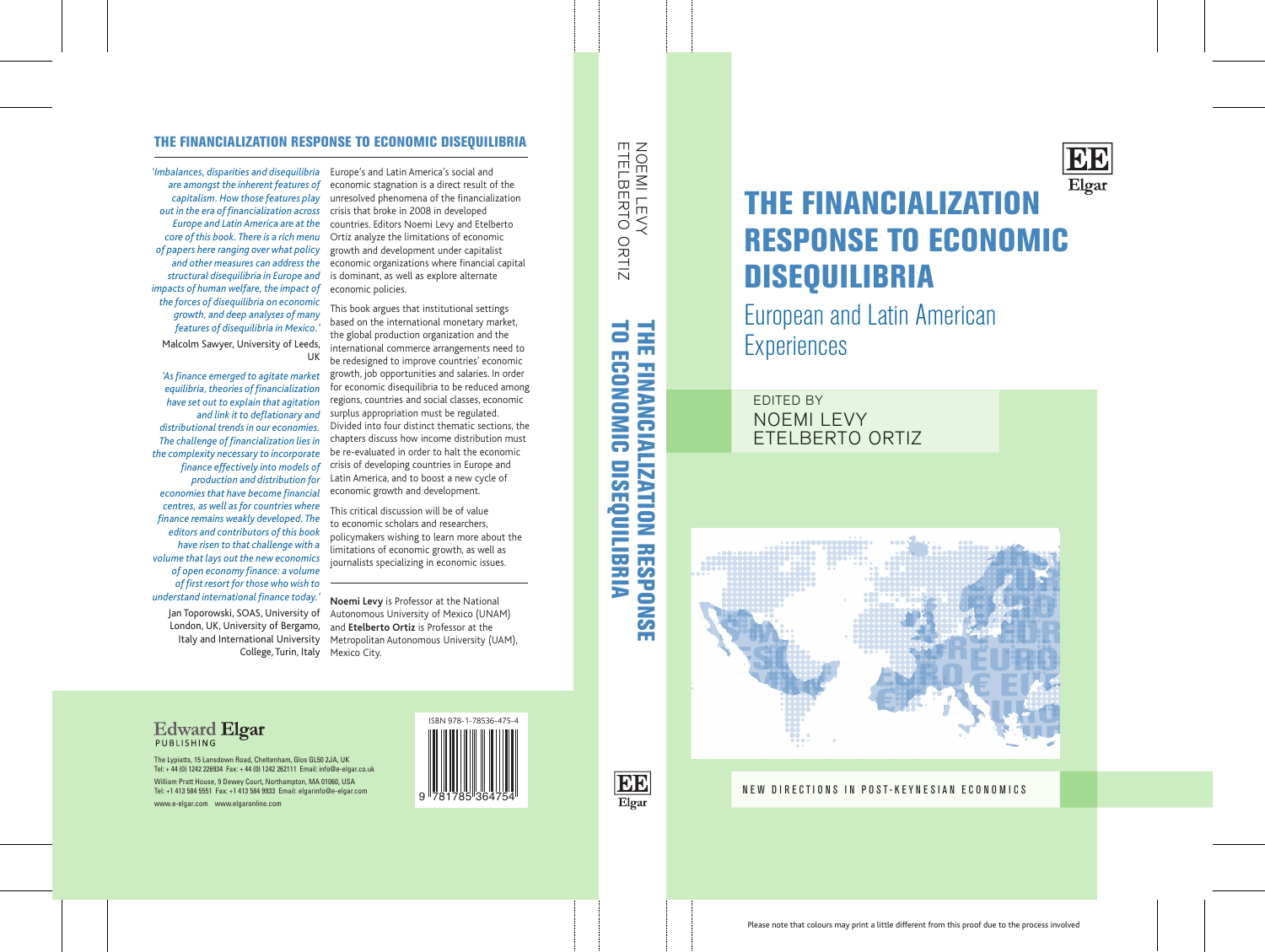# THE FINANCIALIZATION RESPONSE TO ECONOMIC DISEQUILIBRIA

## European and Latin American Experiences

EDITED BY
NOEMI LEVY
ETELBERTO ORTIZ

NEW DIRECTIONS IN POST-KEYNESIAN ECONOMICS

---

## THE FINANCIALIZATION RESPONSE TO ECONOMIC DISEQUILIBRIA

*'Imbalances, disparities and disequilibria are amongst the inherent features of capitalism. How those features play out in the era of financialization across Europe and Latin America are at the core of this book. There is a rich menu of papers here ranging over what policy and other measures can address the structural disequilibria in Europe and impacts of human welfare, the impact of the forces of disequilibria on economic growth, and deep analyses of many features of disequilibria in Mexico.'*

Malcolm Sawyer, University of Leeds, UK

*'As finance emerged to agitate market equilibria, theories of financialization have set out to explain that agitation and link it to deflationary and distributional trends in our economies. The challenge of financialization lies in the complexity necessary to incorporate finance effectively into models of production and distribution for economies that have become financial centres, as well as for countries where finance remains weakly developed. The editors and contributors of this book have risen to that challenge with a volume that lays out the new economics of open economy finance: a volume of first resort for those who wish to understand international finance today.'*

Jan Toporowski, SOAS, University of London, UK, University of Bergamo, Italy and International University College, Turin, Italy

Europe's and Latin America's social and economic stagnation is a direct result of the unresolved phenomena of the financialization crisis that broke in 2008 in developed countries. Editors Noemi Levy and Etelberto Ortiz analyze the limitations of economic growth and development under capitalist economic organizations where financial capital is dominant, as well as explore alternate economic policies.

This book argues that institutional settings based on the international monetary market, the global production organization and the international commerce arrangements need to be redesigned to improve countries' economic growth, job opportunities and salaries. In order for economic disequilibria to be reduced among regions, countries and social classes, economic surplus appropriation must be regulated. Divided into four distinct thematic sections, the chapters discuss how income distribution must be re-evaluated in order to halt the economic crisis of developing countries in Europe and Latin America, and to boost a new cycle of economic growth and development.

This critical discussion will be of value to economic scholars and researchers, policymakers wishing to learn more about the limitations of economic growth, as well as journalists specializing in economic issues.

**Noemi Levy** is Professor at the National Autonomous University of Mexico (UNAM) and **Etelberto Ortiz** is Professor at the Metropolitan Autonomous University (UAM), Mexico City.

Edward Elgar
PUBLISHING

The Lypiatts, 15 Lansdown Road, Cheltenham, Glos GL50 2JA, UK
Tel: + 44 (0) 1242 226934 Fax: + 44 (0) 1242 262111 Email: info@e-elgar.co.uk

William Pratt House, 9 Dewey Court, Northampton, MA 01060, USA
Tel: +1 413 584 5551 Fax: +1 413 584 9933 Email: elgarinfo@e-elgar.com

www.e-elgar.com www.elgaronline.com

ISBN 978-1-78536-475-4

Please note that colours may print a little different from this proof due to the process involved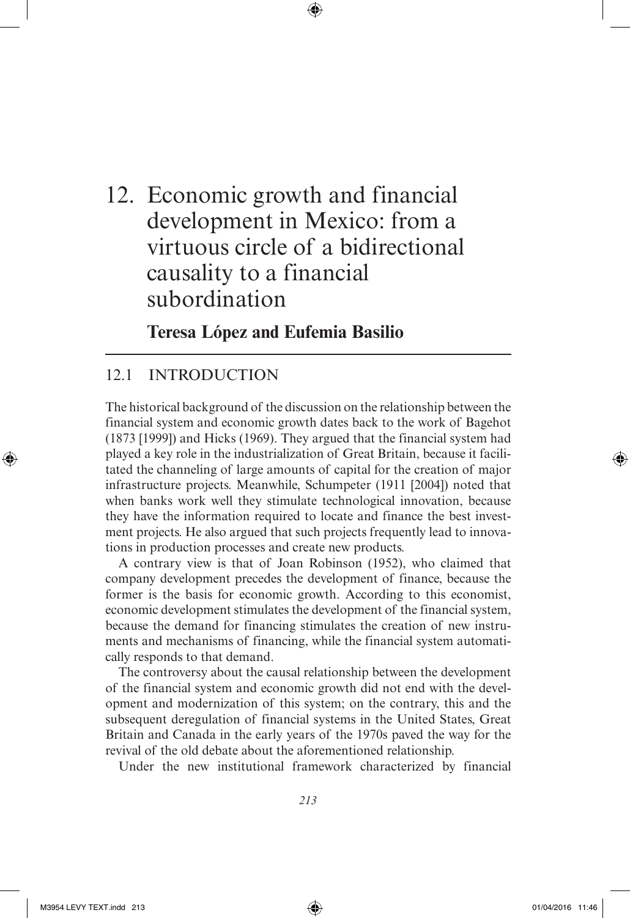# 12. Economic growth and financial development in Mexico: from a virtuous circle of a bidirectional causality to a financial subordination

**Teresa López and Eufemia Basilio**

## 12.1 INTRODUCTION

The historical background of the discussion on the relationship between the financial system and economic growth dates back to the work of Bagehot (1873 [1999]) and Hicks (1969). They argued that the financial system had played a key role in the industrialization of Great Britain, because it facilitated the channeling of large amounts of capital for the creation of major infrastructure projects. Meanwhile, Schumpeter (1911 [2004]) noted that when banks work well they stimulate technological innovation, because they have the information required to locate and finance the best investment projects. He also argued that such projects frequently lead to innovations in production processes and create new products.

A contrary view is that of Joan Robinson (1952), who claimed that company development precedes the development of finance, because the former is the basis for economic growth. According to this economist, economic development stimulates the development of the financial system, because the demand for financing stimulates the creation of new instruments and mechanisms of financing, while the financial system automatically responds to that demand.

The controversy about the causal relationship between the development of the financial system and economic growth did not end with the development and modernization of this system; on the contrary, this and the subsequent deregulation of financial systems in the United States, Great Britain and Canada in the early years of the 1970s paved the way for the revival of the old debate about the aforementioned relationship.

Under the new institutional framework characterized by financial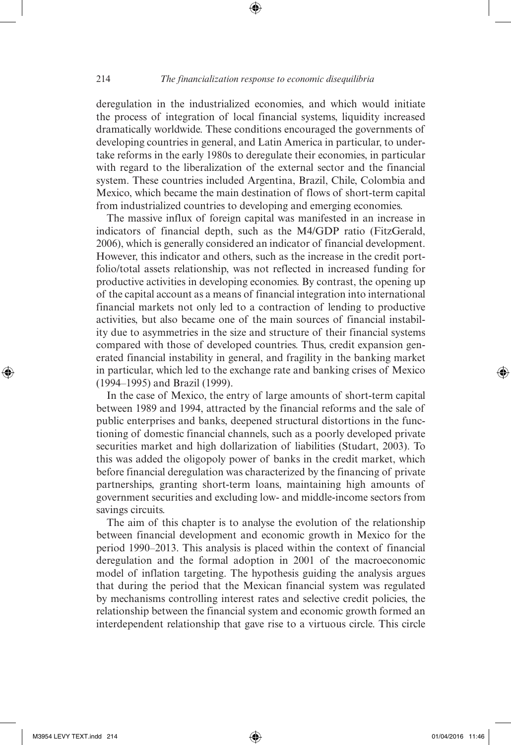deregulation in the industrialized economies, and which would initiate the process of integration of local financial systems, liquidity increased dramatically worldwide. These conditions encouraged the governments of developing countries in general, and Latin America in particular, to undertake reforms in the early 1980s to deregulate their economies, in particular with regard to the liberalization of the external sector and the financial system. These countries included Argentina, Brazil, Chile, Colombia and Mexico, which became the main destination of flows of short-term capital from industrialized countries to developing and emerging economies.

The massive influx of foreign capital was manifested in an increase in indicators of financial depth, such as the M4/GDP ratio (FitzGerald, 2006), which is generally considered an indicator of financial development. However, this indicator and others, such as the increase in the credit portfolio/total assets relationship, was not reflected in increased funding for productive activities in developing economies. By contrast, the opening up of the capital account as a means of financial integration into international financial markets not only led to a contraction of lending to productive activities, but also became one of the main sources of financial instability due to asymmetries in the size and structure of their financial systems compared with those of developed countries. Thus, credit expansion generated financial instability in general, and fragility in the banking market in particular, which led to the exchange rate and banking crises of Mexico (1994–1995) and Brazil (1999).

In the case of Mexico, the entry of large amounts of short-term capital between 1989 and 1994, attracted by the financial reforms and the sale of public enterprises and banks, deepened structural distortions in the functioning of domestic financial channels, such as a poorly developed private securities market and high dollarization of liabilities (Studart, 2003). To this was added the oligopoly power of banks in the credit market, which before financial deregulation was characterized by the financing of private partnerships, granting short-term loans, maintaining high amounts of government securities and excluding low- and middle-income sectors from savings circuits.

The aim of this chapter is to analyse the evolution of the relationship between financial development and economic growth in Mexico for the period 1990–2013. This analysis is placed within the context of financial deregulation and the formal adoption in 2001 of the macroeconomic model of inflation targeting. The hypothesis guiding the analysis argues that during the period that the Mexican financial system was regulated by mechanisms controlling interest rates and selective credit policies, the relationship between the financial system and economic growth formed an interdependent relationship that gave rise to a virtuous circle. This circle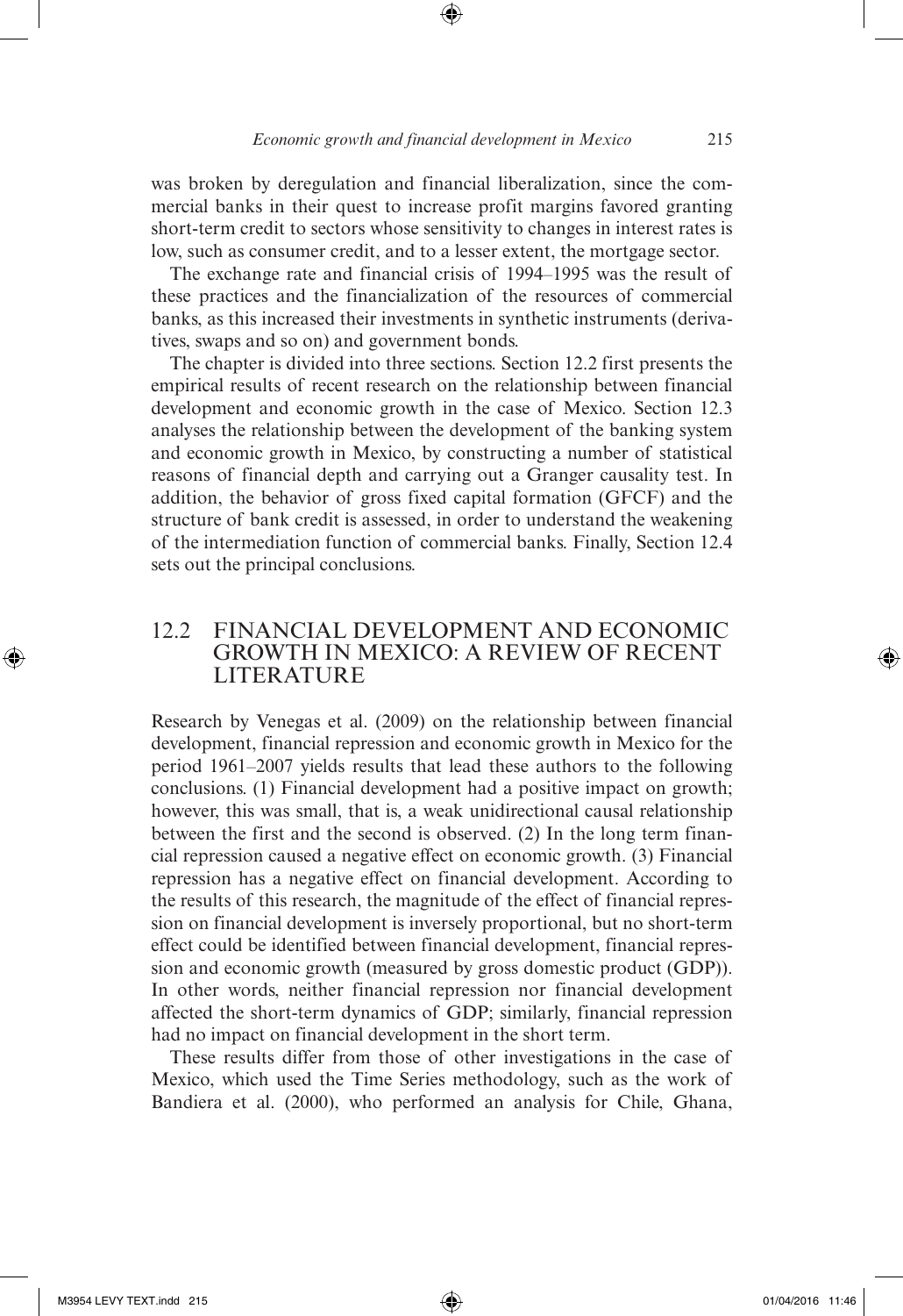was broken by deregulation and financial liberalization, since the commercial banks in their quest to increase profit margins favored granting short-term credit to sectors whose sensitivity to changes in interest rates is low, such as consumer credit, and to a lesser extent, the mortgage sector.

The exchange rate and financial crisis of 1994–1995 was the result of these practices and the financialization of the resources of commercial banks, as this increased their investments in synthetic instruments (derivatives, swaps and so on) and government bonds.

The chapter is divided into three sections. Section 12.2 first presents the empirical results of recent research on the relationship between financial development and economic growth in the case of Mexico. Section 12.3 analyses the relationship between the development of the banking system and economic growth in Mexico, by constructing a number of statistical reasons of financial depth and carrying out a Granger causality test. In addition, the behavior of gross fixed capital formation (GFCF) and the structure of bank credit is assessed, in order to understand the weakening of the intermediation function of commercial banks. Finally, Section 12.4 sets out the principal conclusions.

## 12.2 FINANCIAL DEVELOPMENT AND ECONOMIC GROWTH IN MEXICO: A REVIEW OF RECENT LITERATURE

Research by Venegas et al. (2009) on the relationship between financial development, financial repression and economic growth in Mexico for the period 1961–2007 yields results that lead these authors to the following conclusions. (1) Financial development had a positive impact on growth; however, this was small, that is, a weak unidirectional causal relationship between the first and the second is observed. (2) In the long term financial repression caused a negative effect on economic growth. (3) Financial repression has a negative effect on financial development. According to the results of this research, the magnitude of the effect of financial repression on financial development is inversely proportional, but no short-term effect could be identified between financial development, financial repression and economic growth (measured by gross domestic product (GDP)). In other words, neither financial repression nor financial development affected the short-term dynamics of GDP; similarly, financial repression had no impact on financial development in the short term.

These results differ from those of other investigations in the case of Mexico, which used the Time Series methodology, such as the work of Bandiera et al. (2000), who performed an analysis for Chile, Ghana,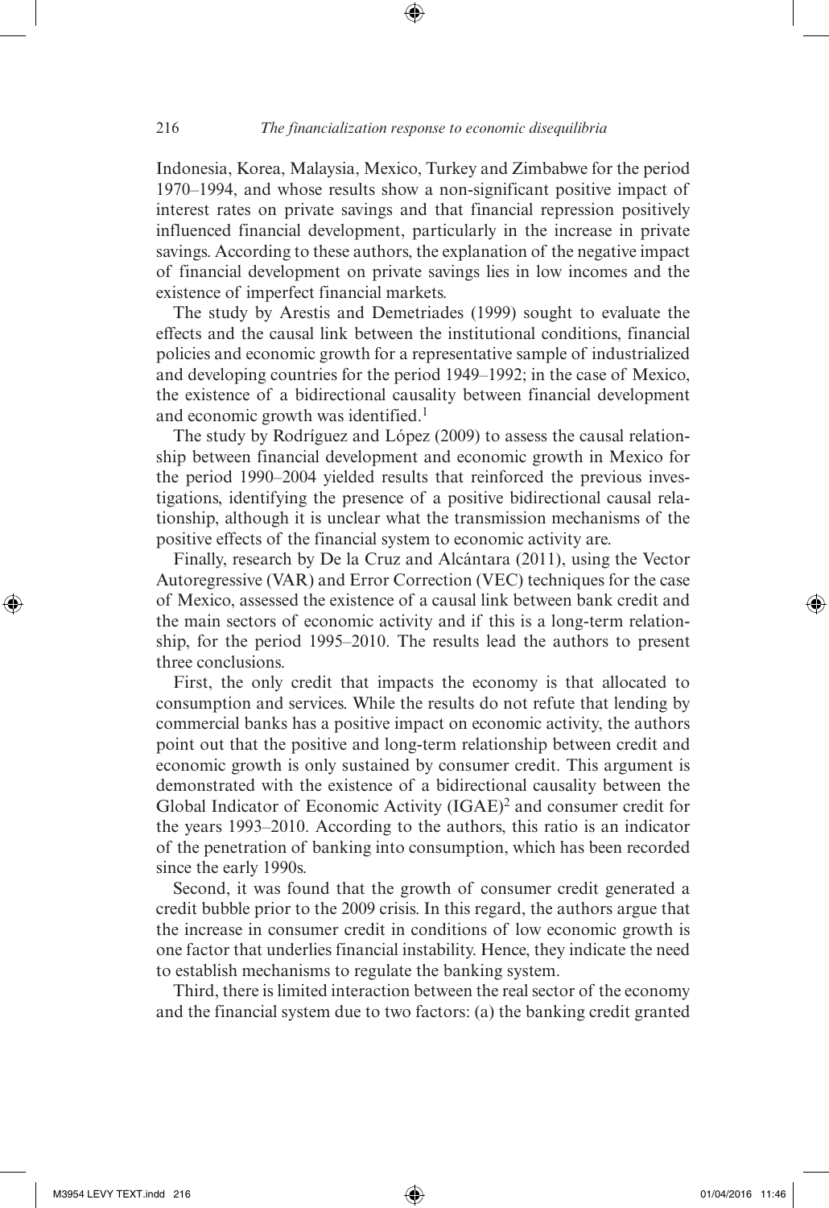Indonesia, Korea, Malaysia, Mexico, Turkey and Zimbabwe for the period 1970–1994, and whose results show a non-significant positive impact of interest rates on private savings and that financial repression positively influenced financial development, particularly in the increase in private savings. According to these authors, the explanation of the negative impact of financial development on private savings lies in low incomes and the existence of imperfect financial markets.

The study by Arestis and Demetriades (1999) sought to evaluate the effects and the causal link between the institutional conditions, financial policies and economic growth for a representative sample of industrialized and developing countries for the period 1949–1992; in the case of Mexico, the existence of a bidirectional causality between financial development and economic growth was identified.[1]

The study by Rodríguez and López (2009) to assess the causal relationship between financial development and economic growth in Mexico for the period 1990–2004 yielded results that reinforced the previous investigations, identifying the presence of a positive bidirectional causal relationship, although it is unclear what the transmission mechanisms of the positive effects of the financial system to economic activity are.

Finally, research by De la Cruz and Alcántara (2011), using the Vector Autoregressive (VAR) and Error Correction (VEC) techniques for the case of Mexico, assessed the existence of a causal link between bank credit and the main sectors of economic activity and if this is a long-term relationship, for the period 1995–2010. The results lead the authors to present three conclusions.

First, the only credit that impacts the economy is that allocated to consumption and services. While the results do not refute that lending by commercial banks has a positive impact on economic activity, the authors point out that the positive and long-term relationship between credit and economic growth is only sustained by consumer credit. This argument is demonstrated with the existence of a bidirectional causality between the Global Indicator of Economic Activity (IGAE)[2] and consumer credit for the years 1993–2010. According to the authors, this ratio is an indicator of the penetration of banking into consumption, which has been recorded since the early 1990s.

Second, it was found that the growth of consumer credit generated a credit bubble prior to the 2009 crisis. In this regard, the authors argue that the increase in consumer credit in conditions of low economic growth is one factor that underlies financial instability. Hence, they indicate the need to establish mechanisms to regulate the banking system.

Third, there is limited interaction between the real sector of the economy and the financial system due to two factors: (a) the banking credit granted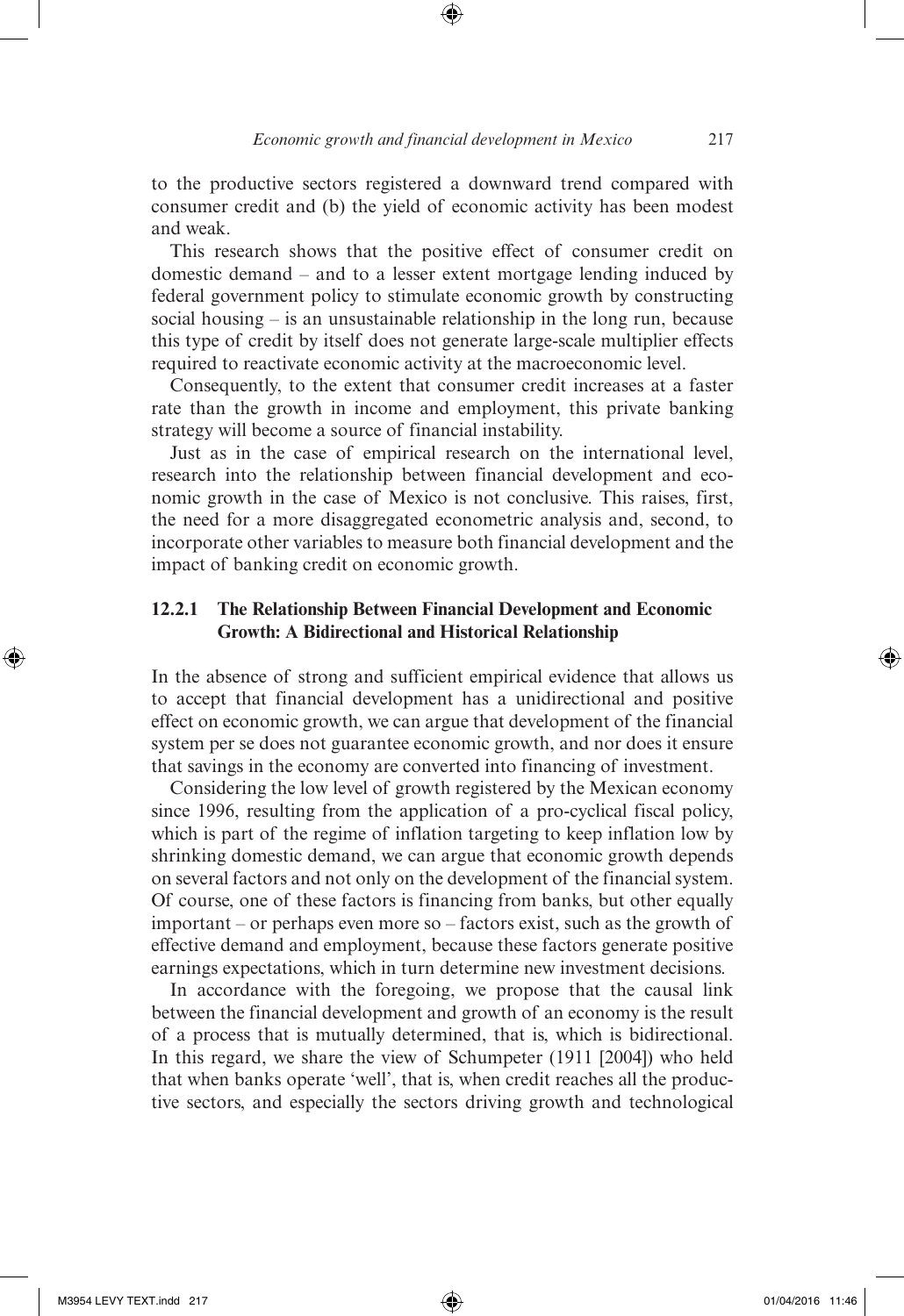to the productive sectors registered a downward trend compared with consumer credit and (b) the yield of economic activity has been modest and weak.

This research shows that the positive effect of consumer credit on domestic demand – and to a lesser extent mortgage lending induced by federal government policy to stimulate economic growth by constructing social housing – is an unsustainable relationship in the long run, because this type of credit by itself does not generate large-scale multiplier effects required to reactivate economic activity at the macroeconomic level.

Consequently, to the extent that consumer credit increases at a faster rate than the growth in income and employment, this private banking strategy will become a source of financial instability.

Just as in the case of empirical research on the international level, research into the relationship between financial development and economic growth in the case of Mexico is not conclusive. This raises, first, the need for a more disaggregated econometric analysis and, second, to incorporate other variables to measure both financial development and the impact of banking credit on economic growth.

### 12.2.1 The Relationship Between Financial Development and Economic Growth: A Bidirectional and Historical Relationship

In the absence of strong and sufficient empirical evidence that allows us to accept that financial development has a unidirectional and positive effect on economic growth, we can argue that development of the financial system per se does not guarantee economic growth, and nor does it ensure that savings in the economy are converted into financing of investment.

Considering the low level of growth registered by the Mexican economy since 1996, resulting from the application of a pro-cyclical fiscal policy, which is part of the regime of inflation targeting to keep inflation low by shrinking domestic demand, we can argue that economic growth depends on several factors and not only on the development of the financial system. Of course, one of these factors is financing from banks, but other equally important – or perhaps even more so – factors exist, such as the growth of effective demand and employment, because these factors generate positive earnings expectations, which in turn determine new investment decisions.

In accordance with the foregoing, we propose that the causal link between the financial development and growth of an economy is the result of a process that is mutually determined, that is, which is bidirectional. In this regard, we share the view of Schumpeter (1911 [2004]) who held that when banks operate 'well', that is, when credit reaches all the productive sectors, and especially the sectors driving growth and technological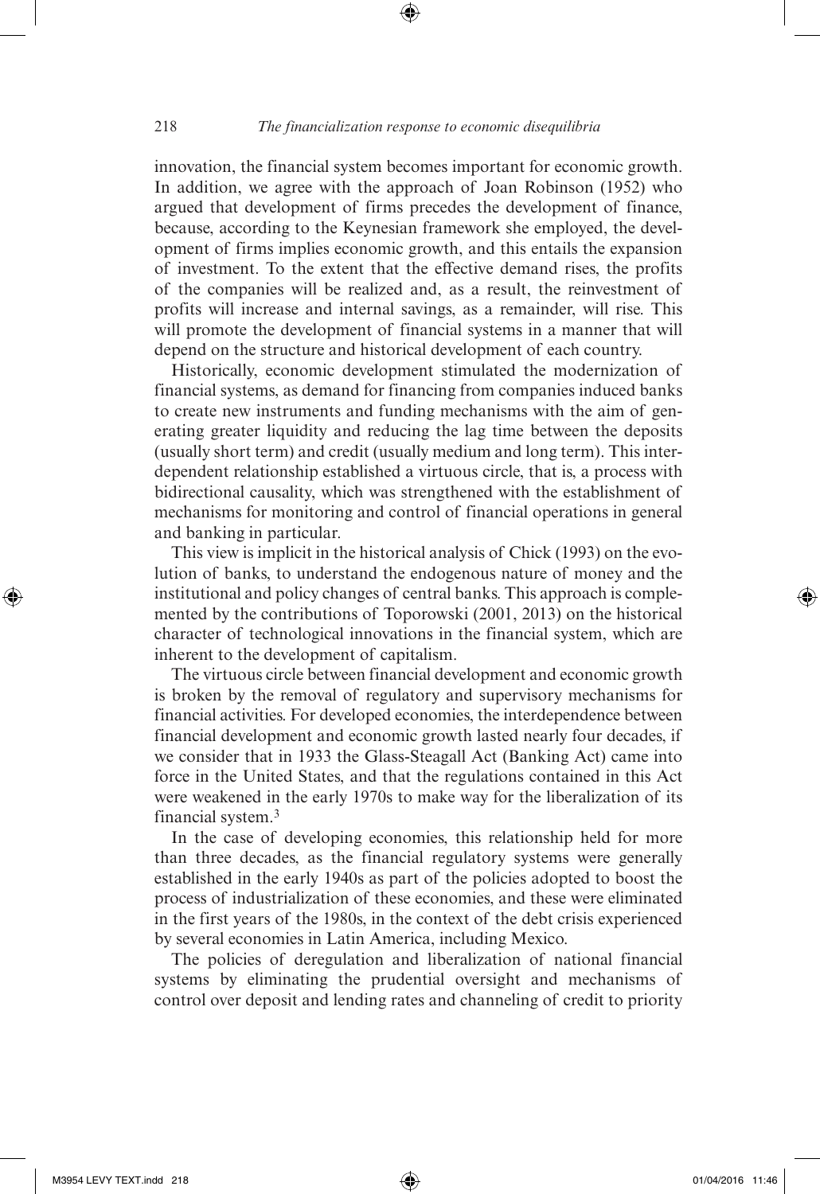innovation, the financial system becomes important for economic growth. In addition, we agree with the approach of Joan Robinson (1952) who argued that development of firms precedes the development of finance, because, according to the Keynesian framework she employed, the development of firms implies economic growth, and this entails the expansion of investment. To the extent that the effective demand rises, the profits of the companies will be realized and, as a result, the reinvestment of profits will increase and internal savings, as a remainder, will rise. This will promote the development of financial systems in a manner that will depend on the structure and historical development of each country.

Historically, economic development stimulated the modernization of financial systems, as demand for financing from companies induced banks to create new instruments and funding mechanisms with the aim of generating greater liquidity and reducing the lag time between the deposits (usually short term) and credit (usually medium and long term). This interdependent relationship established a virtuous circle, that is, a process with bidirectional causality, which was strengthened with the establishment of mechanisms for monitoring and control of financial operations in general and banking in particular.

This view is implicit in the historical analysis of Chick (1993) on the evolution of banks, to understand the endogenous nature of money and the institutional and policy changes of central banks. This approach is complemented by the contributions of Toporowski (2001, 2013) on the historical character of technological innovations in the financial system, which are inherent to the development of capitalism.

The virtuous circle between financial development and economic growth is broken by the removal of regulatory and supervisory mechanisms for financial activities. For developed economies, the interdependence between financial development and economic growth lasted nearly four decades, if we consider that in 1933 the Glass-Steagall Act (Banking Act) came into force in the United States, and that the regulations contained in this Act were weakened in the early 1970s to make way for the liberalization of its financial system.[3]

In the case of developing economies, this relationship held for more than three decades, as the financial regulatory systems were generally established in the early 1940s as part of the policies adopted to boost the process of industrialization of these economies, and these were eliminated in the first years of the 1980s, in the context of the debt crisis experienced by several economies in Latin America, including Mexico.

The policies of deregulation and liberalization of national financial systems by eliminating the prudential oversight and mechanisms of control over deposit and lending rates and channeling of credit to priority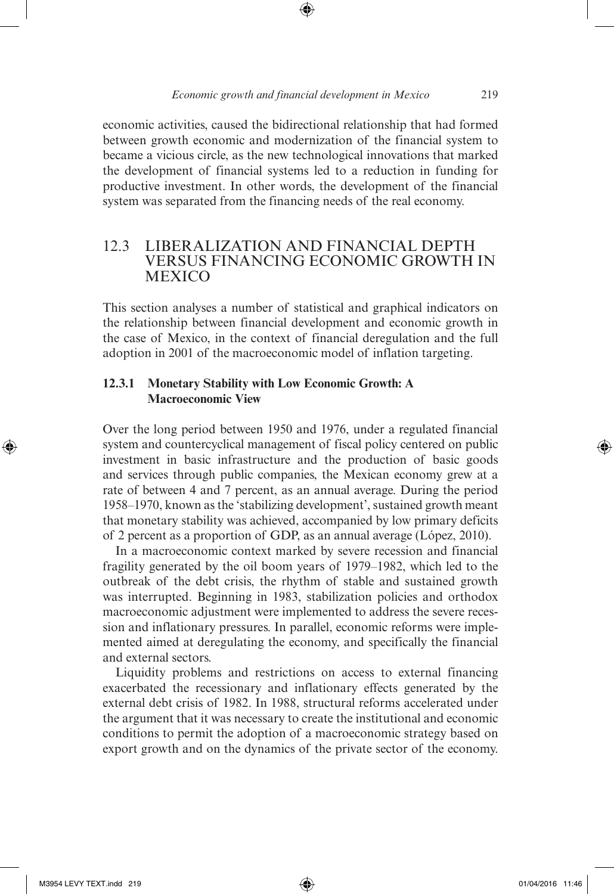economic activities, caused the bidirectional relationship that had formed between growth economic and modernization of the financial system to became a vicious circle, as the new technological innovations that marked the development of financial systems led to a reduction in funding for productive investment. In other words, the development of the financial system was separated from the financing needs of the real economy.

## 12.3 LIBERALIZATION AND FINANCIAL DEPTH VERSUS FINANCING ECONOMIC GROWTH IN MEXICO

This section analyses a number of statistical and graphical indicators on the relationship between financial development and economic growth in the case of Mexico, in the context of financial deregulation and the full adoption in 2001 of the macroeconomic model of inflation targeting.

### 12.3.1 Monetary Stability with Low Economic Growth: A Macroeconomic View

Over the long period between 1950 and 1976, under a regulated financial system and countercyclical management of fiscal policy centered on public investment in basic infrastructure and the production of basic goods and services through public companies, the Mexican economy grew at a rate of between 4 and 7 percent, as an annual average. During the period 1958–1970, known as the 'stabilizing development', sustained growth meant that monetary stability was achieved, accompanied by low primary deficits of 2 percent as a proportion of GDP, as an annual average (López, 2010).

In a macroeconomic context marked by severe recession and financial fragility generated by the oil boom years of 1979–1982, which led to the outbreak of the debt crisis, the rhythm of stable and sustained growth was interrupted. Beginning in 1983, stabilization policies and orthodox macroeconomic adjustment were implemented to address the severe recession and inflationary pressures. In parallel, economic reforms were implemented aimed at deregulating the economy, and specifically the financial and external sectors.

Liquidity problems and restrictions on access to external financing exacerbated the recessionary and inflationary effects generated by the external debt crisis of 1982. In 1988, structural reforms accelerated under the argument that it was necessary to create the institutional and economic conditions to permit the adoption of a macroeconomic strategy based on export growth and on the dynamics of the private sector of the economy.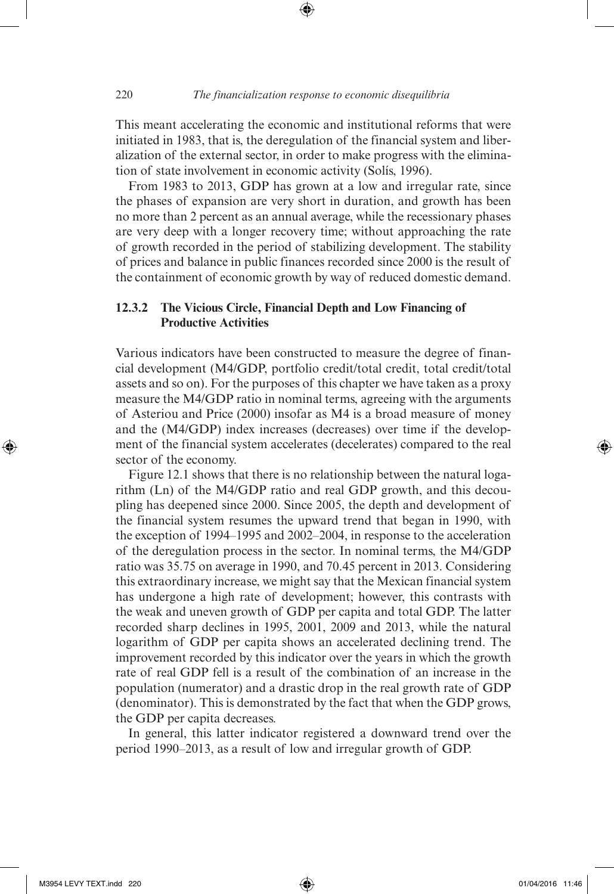This meant accelerating the economic and institutional reforms that were initiated in 1983, that is, the deregulation of the financial system and liberalization of the external sector, in order to make progress with the elimination of state involvement in economic activity (Solís, 1996).

From 1983 to 2013, GDP has grown at a low and irregular rate, since the phases of expansion are very short in duration, and growth has been no more than 2 percent as an annual average, while the recessionary phases are very deep with a longer recovery time; without approaching the rate of growth recorded in the period of stabilizing development. The stability of prices and balance in public finances recorded since 2000 is the result of the containment of economic growth by way of reduced domestic demand.

### 12.3.2 The Vicious Circle, Financial Depth and Low Financing of Productive Activities

Various indicators have been constructed to measure the degree of financial development (M4/GDP, portfolio credit/total credit, total credit/total assets and so on). For the purposes of this chapter we have taken as a proxy measure the M4/GDP ratio in nominal terms, agreeing with the arguments of Asteriou and Price (2000) insofar as M4 is a broad measure of money and the (M4/GDP) index increases (decreases) over time if the development of the financial system accelerates (decelerates) compared to the real sector of the economy.

Figure 12.1 shows that there is no relationship between the natural logarithm (Ln) of the M4/GDP ratio and real GDP growth, and this decoupling has deepened since 2000. Since 2005, the depth and development of the financial system resumes the upward trend that began in 1990, with the exception of 1994–1995 and 2002–2004, in response to the acceleration of the deregulation process in the sector. In nominal terms, the M4/GDP ratio was 35.75 on average in 1990, and 70.45 percent in 2013. Considering this extraordinary increase, we might say that the Mexican financial system has undergone a high rate of development; however, this contrasts with the weak and uneven growth of GDP per capita and total GDP. The latter recorded sharp declines in 1995, 2001, 2009 and 2013, while the natural logarithm of GDP per capita shows an accelerated declining trend. The improvement recorded by this indicator over the years in which the growth rate of real GDP fell is a result of the combination of an increase in the population (numerator) and a drastic drop in the real growth rate of GDP (denominator). This is demonstrated by the fact that when the GDP grows, the GDP per capita decreases.

In general, this latter indicator registered a downward trend over the period 1990–2013, as a result of low and irregular growth of GDP.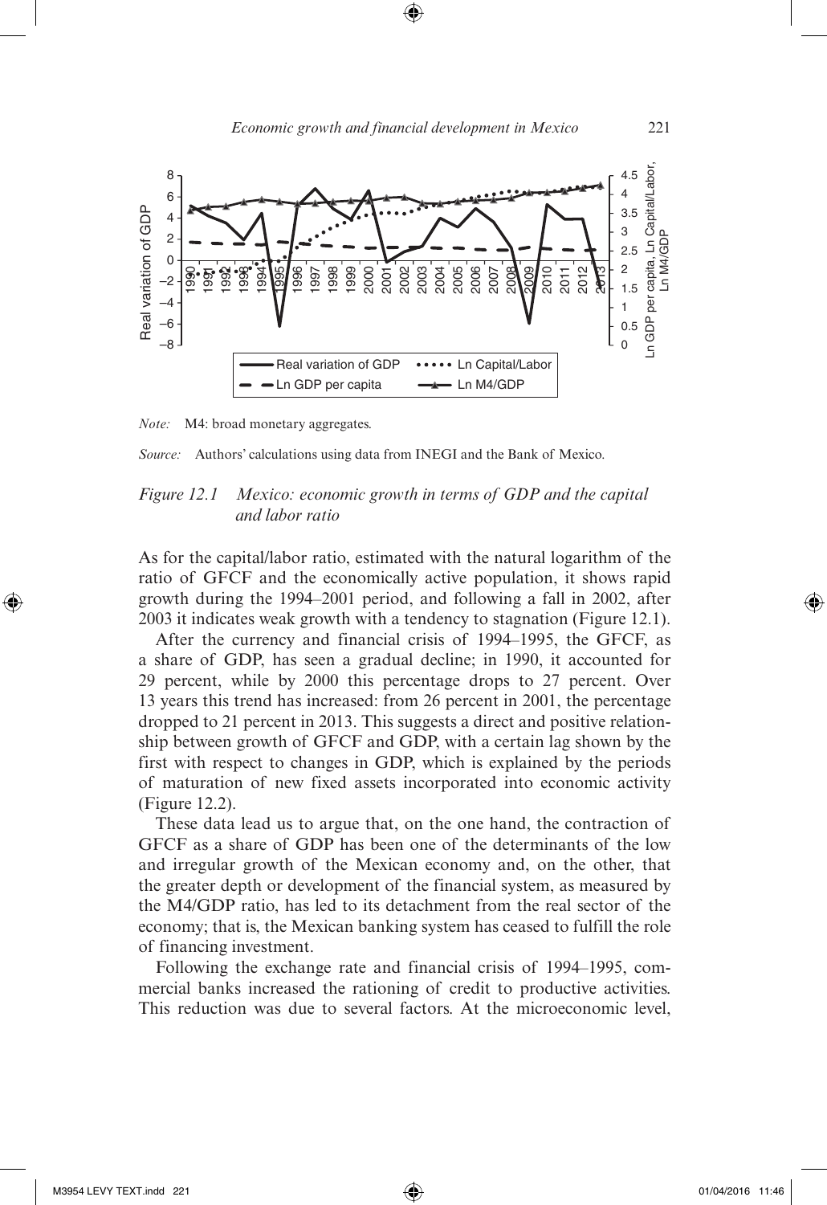*Note:* M4: broad monetary aggregates.

*Source:* Authors' calculations using data from INEGI and the Bank of Mexico.

*Figure 12.1 Mexico: economic growth in terms of GDP and the capital and labor ratio*

As for the capital/labor ratio, estimated with the natural logarithm of the ratio of GFCF and the economically active population, it shows rapid growth during the 1994–2001 period, and following a fall in 2002, after 2003 it indicates weak growth with a tendency to stagnation (Figure 12.1).

After the currency and financial crisis of 1994–1995, the GFCF, as a share of GDP, has seen a gradual decline; in 1990, it accounted for 29 percent, while by 2000 this percentage drops to 27 percent. Over 13 years this trend has increased: from 26 percent in 2001, the percentage dropped to 21 percent in 2013. This suggests a direct and positive relationship between growth of GFCF and GDP, with a certain lag shown by the first with respect to changes in GDP, which is explained by the periods of maturation of new fixed assets incorporated into economic activity (Figure 12.2).

These data lead us to argue that, on the one hand, the contraction of GFCF as a share of GDP has been one of the determinants of the low and irregular growth of the Mexican economy and, on the other, that the greater depth or development of the financial system, as measured by the M4/GDP ratio, has led to its detachment from the real sector of the economy; that is, the Mexican banking system has ceased to fulfill the role of financing investment.

Following the exchange rate and financial crisis of 1994–1995, commercial banks increased the rationing of credit to productive activities. This reduction was due to several factors. At the microeconomic level,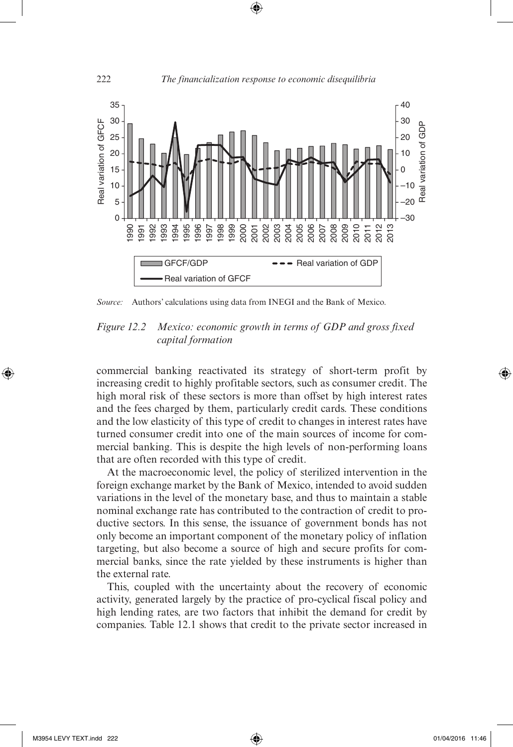*Source:* Authors' calculations using data from INEGI and the Bank of Mexico.

*Figure 12.2 Mexico: economic growth in terms of GDP and gross fixed capital formation*

commercial banking reactivated its strategy of short-term profit by increasing credit to highly profitable sectors, such as consumer credit. The high moral risk of these sectors is more than offset by high interest rates and the fees charged by them, particularly credit cards. These conditions and the low elasticity of this type of credit to changes in interest rates have turned consumer credit into one of the main sources of income for commercial banking. This is despite the high levels of non-performing loans that are often recorded with this type of credit.

At the macroeconomic level, the policy of sterilized intervention in the foreign exchange market by the Bank of Mexico, intended to avoid sudden variations in the level of the monetary base, and thus to maintain a stable nominal exchange rate has contributed to the contraction of credit to productive sectors. In this sense, the issuance of government bonds has not only become an important component of the monetary policy of inflation targeting, but also become a source of high and secure profits for commercial banks, since the rate yielded by these instruments is higher than the external rate.

This, coupled with the uncertainty about the recovery of economic activity, generated largely by the practice of pro-cyclical fiscal policy and high lending rates, are two factors that inhibit the demand for credit by companies. Table 12.1 shows that credit to the private sector increased in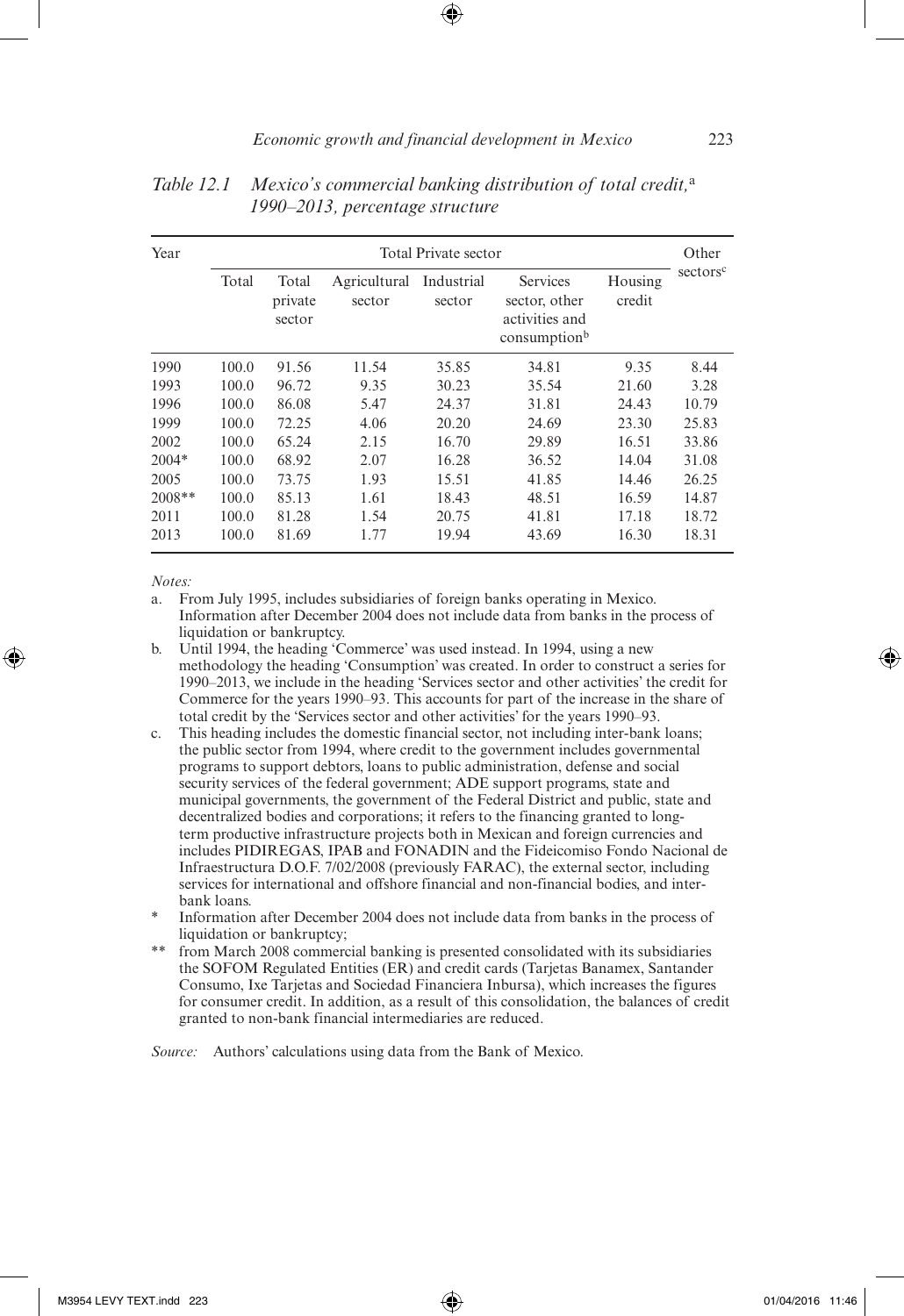*Table 12.1 Mexico's commercial banking distribution of total credit,*[a] *1990–2013, percentage structure*

| Year | Total Private sector | | | | | | Other sectors[c] |
|---|---|---|---|---|---|---|---|
| | Total | Total private sector | Agricultural sector | Industrial sector | Services sector, other activities and consumption[b] | Housing credit | |
| 1990 | 100.0 | 91.56 | 11.54 | 35.85 | 34.81 | 9.35 | 8.44 |
| 1993 | 100.0 | 96.72 | 9.35 | 30.23 | 35.54 | 21.60 | 3.28 |
| 1996 | 100.0 | 86.08 | 5.47 | 24.37 | 31.81 | 24.43 | 10.79 |
| 1999 | 100.0 | 72.25 | 4.06 | 20.20 | 24.69 | 23.30 | 25.83 |
| 2002 | 100.0 | 65.24 | 2.15 | 16.70 | 29.89 | 16.51 | 33.86 |
| 2004* | 100.0 | 68.92 | 2.07 | 16.28 | 36.52 | 14.04 | 31.08 |
| 2005 | 100.0 | 73.75 | 1.93 | 15.51 | 41.85 | 14.46 | 26.25 |
| 2008** | 100.0 | 85.13 | 1.61 | 18.43 | 48.51 | 16.59 | 14.87 |
| 2011 | 100.0 | 81.28 | 1.54 | 20.75 | 41.81 | 17.18 | 18.72 |
| 2013 | 100.0 | 81.69 | 1.77 | 19.94 | 43.69 | 16.30 | 18.31 |

*Notes:*

a. From July 1995, includes subsidiaries of foreign banks operating in Mexico. Information after December 2004 does not include data from banks in the process of liquidation or bankruptcy.

b. Until 1994, the heading 'Commerce' was used instead. In 1994, using a new methodology the heading 'Consumption' was created. In order to construct a series for 1990–2013, we include in the heading 'Services sector and other activities' the credit for Commerce for the years 1990–93. This accounts for part of the increase in the share of total credit by the 'Services sector and other activities' for the years 1990–93.

c. This heading includes the domestic financial sector, not including inter-bank loans; the public sector from 1994, where credit to the government includes governmental programs to support debtors, loans to public administration, defense and social security services of the federal government; ADE support programs, state and municipal governments, the government of the Federal District and public, state and decentralized bodies and corporations; it refers to the financing granted to long-term productive infrastructure projects both in Mexican and foreign currencies and includes PIDIREGAS, IPAB and FONADIN and the Fideicomiso Fondo Nacional de Infraestructura D.O.F. 7/02/2008 (previously FARAC), the external sector, including services for international and offshore financial and non-financial bodies, and inter-bank loans.

\* Information after December 2004 does not include data from banks in the process of liquidation or bankruptcy;

\*\* from March 2008 commercial banking is presented consolidated with its subsidiaries the SOFOM Regulated Entities (ER) and credit cards (Tarjetas Banamex, Santander Consumo, Ixe Tarjetas and Sociedad Financiera Inbursa), which increases the figures for consumer credit. In addition, as a result of this consolidation, the balances of credit granted to non-bank financial intermediaries are reduced.

*Source:* Authors' calculations using data from the Bank of Mexico.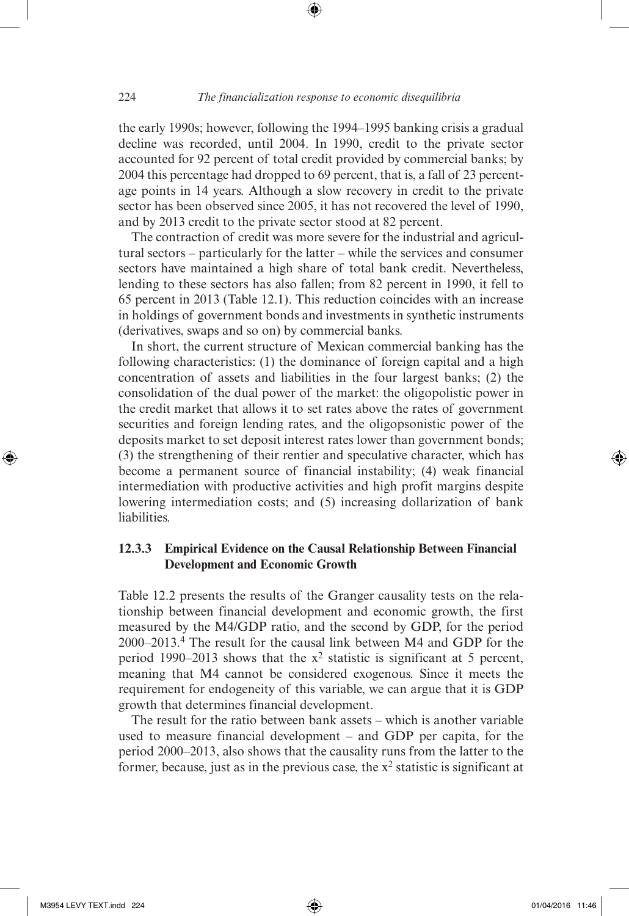the early 1990s; however, following the 1994–1995 banking crisis a gradual decline was recorded, until 2004. In 1990, credit to the private sector accounted for 92 percent of total credit provided by commercial banks; by 2004 this percentage had dropped to 69 percent, that is, a fall of 23 percentage points in 14 years. Although a slow recovery in credit to the private sector has been observed since 2005, it has not recovered the level of 1990, and by 2013 credit to the private sector stood at 82 percent.

The contraction of credit was more severe for the industrial and agricultural sectors – particularly for the latter – while the services and consumer sectors have maintained a high share of total bank credit. Nevertheless, lending to these sectors has also fallen; from 82 percent in 1990, it fell to 65 percent in 2013 (Table 12.1). This reduction coincides with an increase in holdings of government bonds and investments in synthetic instruments (derivatives, swaps and so on) by commercial banks.

In short, the current structure of Mexican commercial banking has the following characteristics: (1) the dominance of foreign capital and a high concentration of assets and liabilities in the four largest banks; (2) the consolidation of the dual power of the market: the oligopolistic power in the credit market that allows it to set rates above the rates of government securities and foreign lending rates, and the oligopsonistic power of the deposits market to set deposit interest rates lower than government bonds; (3) the strengthening of their rentier and speculative character, which has become a permanent source of financial instability; (4) weak financial intermediation with productive activities and high profit margins despite lowering intermediation costs; and (5) increasing dollarization of bank liabilities.

### 12.3.3 Empirical Evidence on the Causal Relationship Between Financial Development and Economic Growth

Table 12.2 presents the results of the Granger causality tests on the relationship between financial development and economic growth, the first measured by the M4/GDP ratio, and the second by GDP, for the period 2000–2013.[4] The result for the causal link between M4 and GDP for the period 1990–2013 shows that the $x^2$ statistic is significant at 5 percent, meaning that M4 cannot be considered exogenous. Since it meets the requirement for endogeneity of this variable, we can argue that it is GDP growth that determines financial development.

The result for the ratio between bank assets – which is another variable used to measure financial development – and GDP per capita, for the period 2000–2013, also shows that the causality runs from the latter to the former, because, just as in the previous case, the $x^2$ statistic is significant at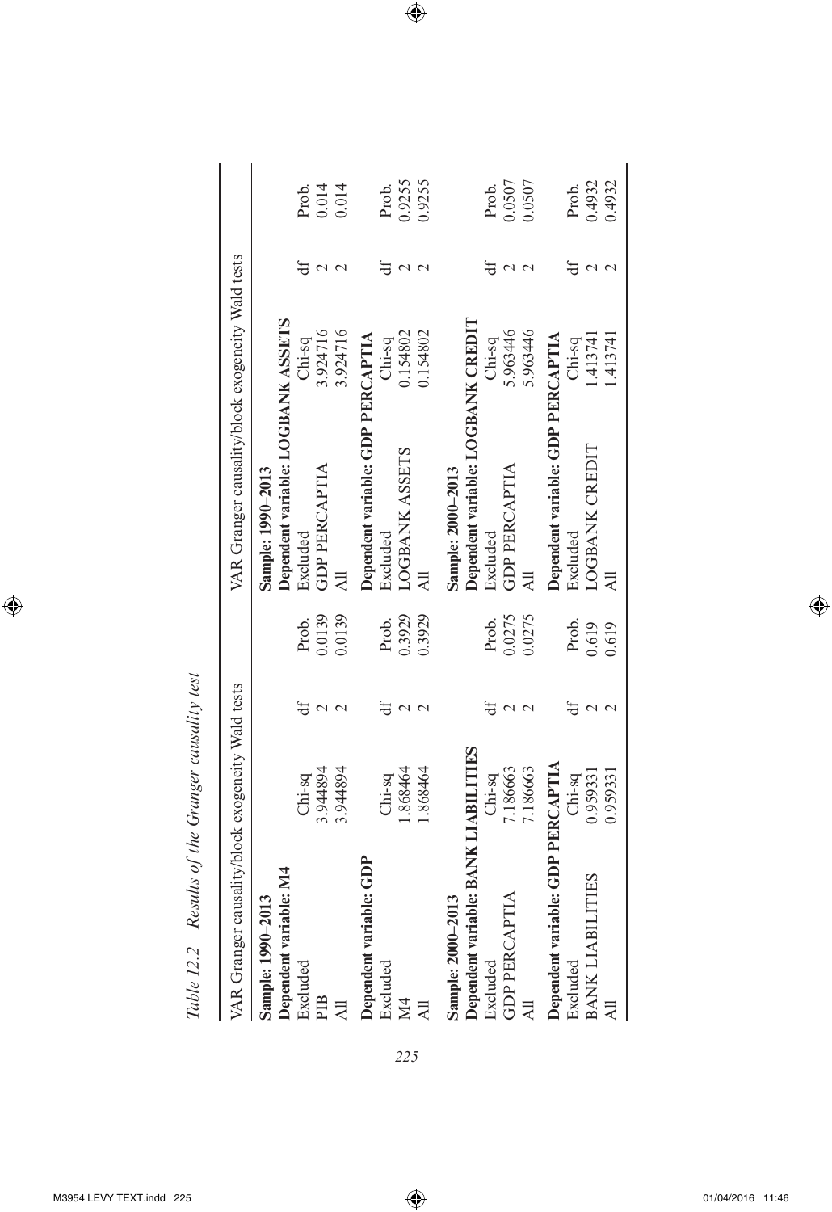*Table 12.2 Results of the Granger causality test*

| VAR Granger causality/block exogeneity Wald tests | | | | VAR Granger causality/block exogeneity Wald tests | | | |
|---|---|---|---|---|---|---|---|
| **Sample: 1990–2013** | | | | **Sample: 1990–2013** | | | |
| **Dependent variable: M4** | | | | **Dependent variable: LOGBANK ASSETS** | | | |
| Excluded | Chi-sq | df | Prob. | Excluded | Chi-sq | df | Prob. |
| PIB | 3.944894 | 2 | 0.0139 | GDP PERCAPTIA | 3.924716 | 2 | 0.014 |
| All | 3.944894 | 2 | 0.0139 | All | 3.924716 | 2 | 0.014 |
| **Dependent variable: GDP** | | | | **Dependent variable: GDP PERCAPTIA** | | | |
| Excluded | Chi-sq | df | Prob. | Excluded | Chi-sq | df | Prob. |
| M4 | 1.868464 | 2 | 0.3929 | LOGBANK ASSETS | 0.154802 | 2 | 0.9255 |
| All | 1.868464 | 2 | 0.3929 | All | 0.154802 | 2 | 0.9255 |
| **Sample: 2000–2013** | | | | **Sample: 2000–2013** | | | |
| **Dependent variable: BANK LIABILITIES** | | | | **Dependent variable: LOGBANK CREDIT** | | | |
| Excluded | Chi-sq | df | Prob. | Excluded | Chi-sq | df | Prob. |
| GDP PERCAPTIA | 7.186663 | 2 | 0.0275 | GDP PERCAPTIA | 5.963446 | 2 | 0.0507 |
| All | 7.186663 | 2 | 0.0275 | All | 5.963446 | 2 | 0.0507 |
| **Dependent variable: GDP PERCAPTIA** | | | | **Dependent variable: GDP PERCAPTIA** | | | |
| Excluded | Chi-sq | df | Prob. | Excluded | Chi-sq | df | Prob. |
| BANK LIABILITIES | 0.959331 | 2 | 0.619 | LOGBANK CREDIT | 1.413741 | 2 | 0.4932 |
| All | 0.959331 | 2 | 0.619 | All | 1.413741 | 2 | 0.4932 |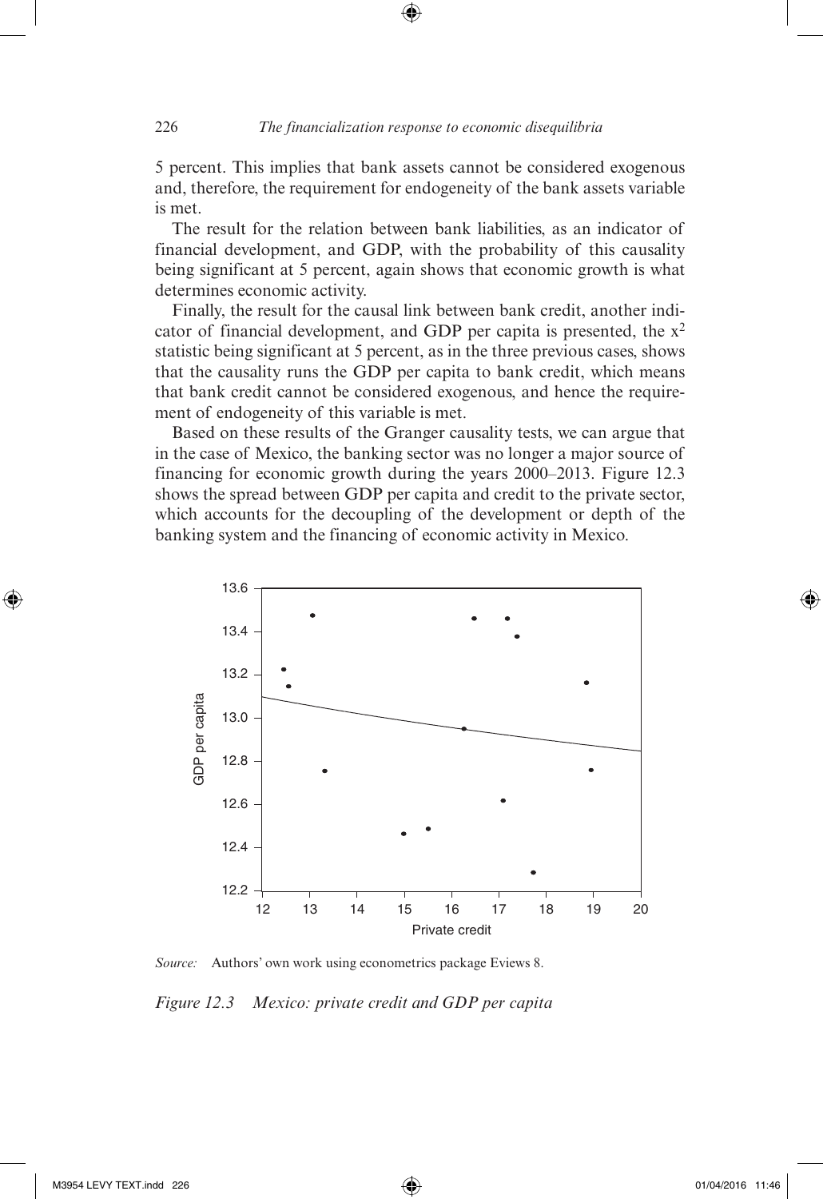5 percent. This implies that bank assets cannot be considered exogenous and, therefore, the requirement for endogeneity of the bank assets variable is met.

The result for the relation between bank liabilities, as an indicator of financial development, and GDP, with the probability of this causality being significant at 5 percent, again shows that economic growth is what determines economic activity.

Finally, the result for the causal link between bank credit, another indicator of financial development, and GDP per capita is presented, the $x^2$ statistic being significant at 5 percent, as in the three previous cases, shows that the causality runs the GDP per capita to bank credit, which means that bank credit cannot be considered exogenous, and hence the requirement of endogeneity of this variable is met.

Based on these results of the Granger causality tests, we can argue that in the case of Mexico, the banking sector was no longer a major source of financing for economic growth during the years 2000–2013. Figure 12.3 shows the spread between GDP per capita and credit to the private sector, which accounts for the decoupling of the development or depth of the banking system and the financing of economic activity in Mexico.

*Source:* Authors' own work using econometrics package Eviews 8.

*Figure 12.3 Mexico: private credit and GDP per capita*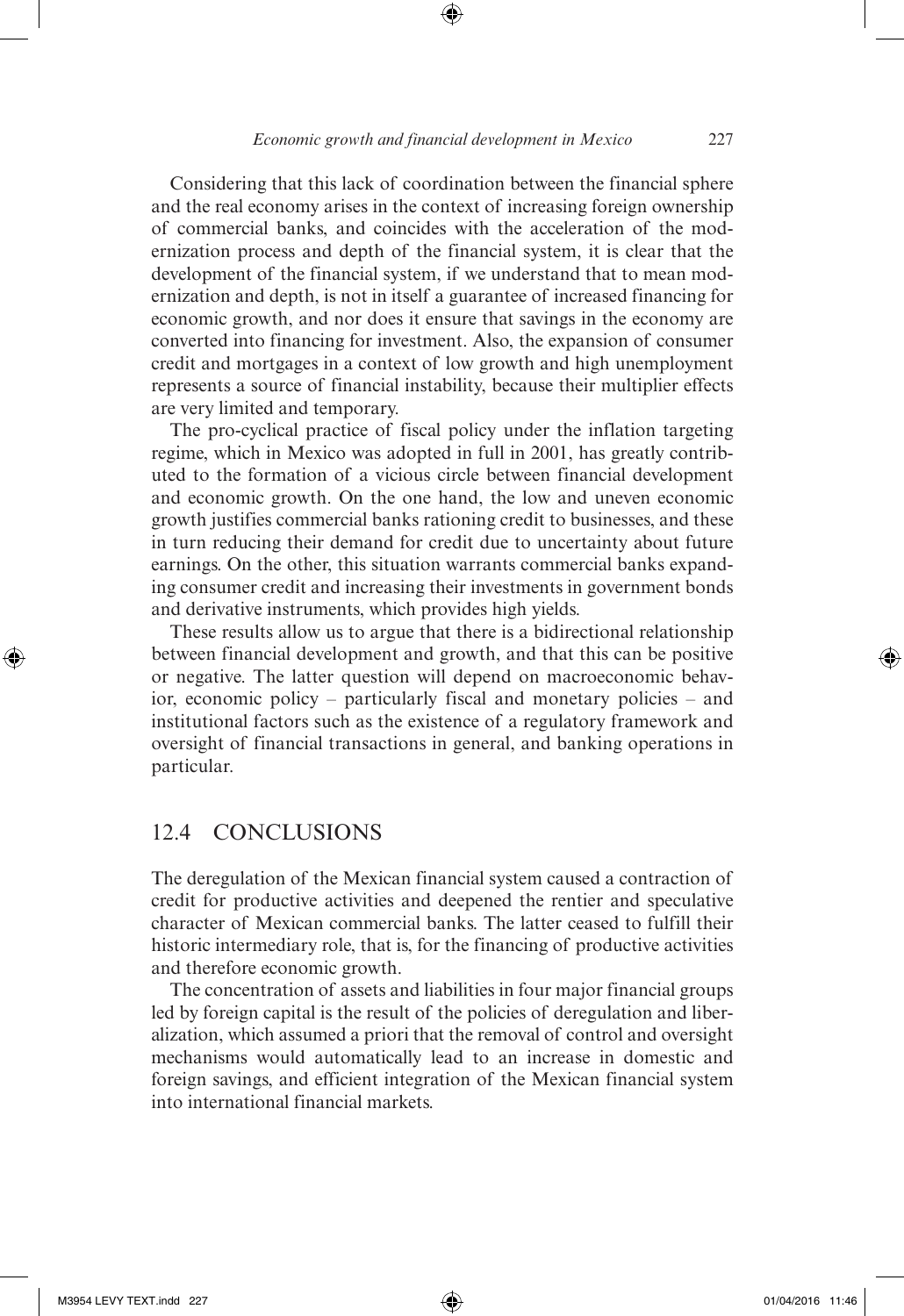Considering that this lack of coordination between the financial sphere and the real economy arises in the context of increasing foreign ownership of commercial banks, and coincides with the acceleration of the modernization process and depth of the financial system, it is clear that the development of the financial system, if we understand that to mean modernization and depth, is not in itself a guarantee of increased financing for economic growth, and nor does it ensure that savings in the economy are converted into financing for investment. Also, the expansion of consumer credit and mortgages in a context of low growth and high unemployment represents a source of financial instability, because their multiplier effects are very limited and temporary.

The pro-cyclical practice of fiscal policy under the inflation targeting regime, which in Mexico was adopted in full in 2001, has greatly contributed to the formation of a vicious circle between financial development and economic growth. On the one hand, the low and uneven economic growth justifies commercial banks rationing credit to businesses, and these in turn reducing their demand for credit due to uncertainty about future earnings. On the other, this situation warrants commercial banks expanding consumer credit and increasing their investments in government bonds and derivative instruments, which provides high yields.

These results allow us to argue that there is a bidirectional relationship between financial development and growth, and that this can be positive or negative. The latter question will depend on macroeconomic behavior, economic policy – particularly fiscal and monetary policies – and institutional factors such as the existence of a regulatory framework and oversight of financial transactions in general, and banking operations in particular.

## 12.4 CONCLUSIONS

The deregulation of the Mexican financial system caused a contraction of credit for productive activities and deepened the rentier and speculative character of Mexican commercial banks. The latter ceased to fulfill their historic intermediary role, that is, for the financing of productive activities and therefore economic growth.

The concentration of assets and liabilities in four major financial groups led by foreign capital is the result of the policies of deregulation and liberalization, which assumed a priori that the removal of control and oversight mechanisms would automatically lead to an increase in domestic and foreign savings, and efficient integration of the Mexican financial system into international financial markets.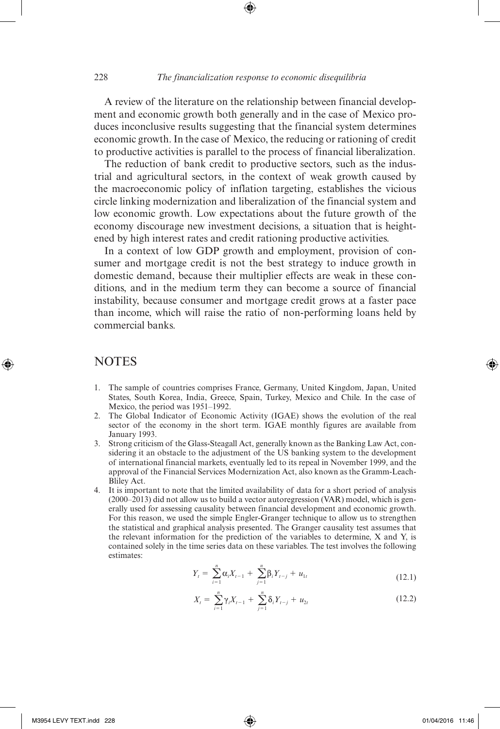A review of the literature on the relationship between financial development and economic growth both generally and in the case of Mexico produces inconclusive results suggesting that the financial system determines economic growth. In the case of Mexico, the reducing or rationing of credit to productive activities is parallel to the process of financial liberalization.

The reduction of bank credit to productive sectors, such as the industrial and agricultural sectors, in the context of weak growth caused by the macroeconomic policy of inflation targeting, establishes the vicious circle linking modernization and liberalization of the financial system and low economic growth. Low expectations about the future growth of the economy discourage new investment decisions, a situation that is heightened by high interest rates and credit rationing productive activities.

In a context of low GDP growth and employment, provision of consumer and mortgage credit is not the best strategy to induce growth in domestic demand, because their multiplier effects are weak in these conditions, and in the medium term they can become a source of financial instability, because consumer and mortgage credit grows at a faster pace than income, which will raise the ratio of non-performing loans held by commercial banks.

## NOTES

1. The sample of countries comprises France, Germany, United Kingdom, Japan, United States, South Korea, India, Greece, Spain, Turkey, Mexico and Chile. In the case of Mexico, the period was 1951–1992.
2. The Global Indicator of Economic Activity (IGAE) shows the evolution of the real sector of the economy in the short term. IGAE monthly figures are available from January 1993.
3. Strong criticism of the Glass-Steagall Act, generally known as the Banking Law Act, considering it an obstacle to the adjustment of the US banking system to the development of international financial markets, eventually led to its repeal in November 1999, and the approval of the Financial Services Modernization Act, also known as the Gramm-Leach-Bliley Act.
4. It is important to note that the limited availability of data for a short period of analysis (2000–2013) did not allow us to build a vector autoregression (VAR) model, which is generally used for assessing causality between financial development and economic growth. For this reason, we used the simple Engler-Granger technique to allow us to strengthen the statistical and graphical analysis presented. The Granger causality test assumes that the relevant information for the prediction of the variables to determine, X and Y, is contained solely in the time series data on these variables. The test involves the following estimates:

$$Y_t = \sum_{i=1}^{n} \alpha_i X_{t-1} + \sum_{j=1}^{n} \beta_i Y_{t-j} + u_{1t} \tag{12.1}$$

$$X_t = \sum_{i=1}^{n} \gamma_i X_{t-1} + \sum_{j=1}^{n} \delta_i Y_{t-j} + u_{2t} \tag{12.2}$$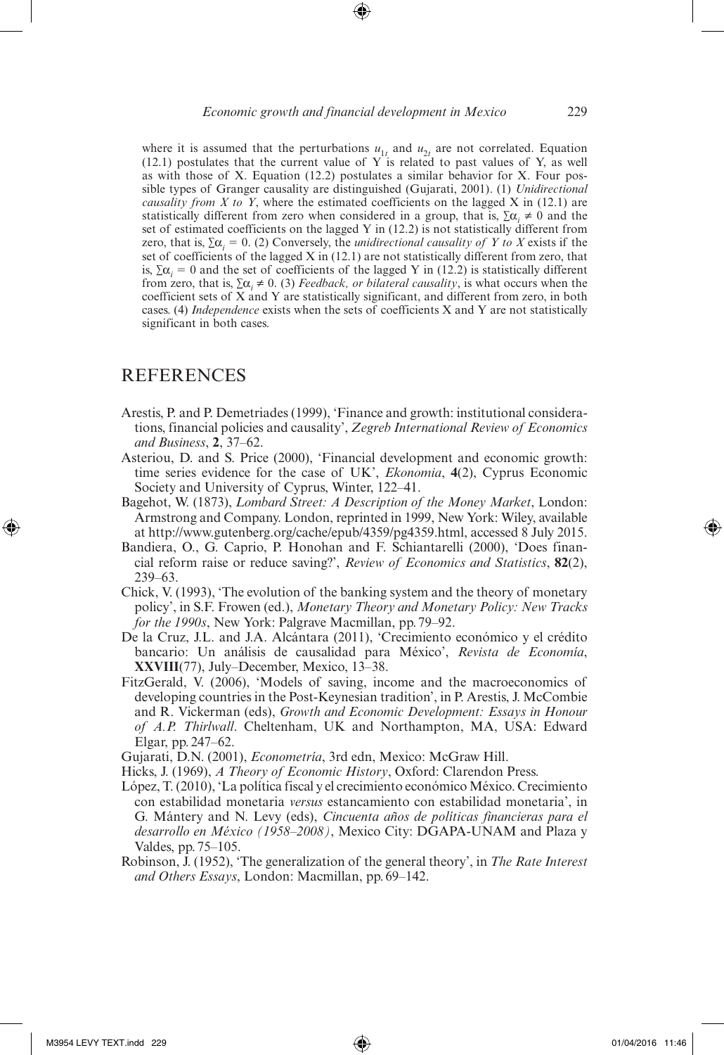where it is assumed that the perturbations $u_{1t}$ and $u_{2t}$ are not correlated. Equation (12.1) postulates that the current value of Y is related to past values of Y, as well as with those of X. Equation (12.2) postulates a similar behavior for X. Four possible types of Granger causality are distinguished (Gujarati, 2001). (1) *Unidirectional causality from X to Y*, where the estimated coefficients on the lagged X in (12.1) are statistically different from zero when considered in a group, that is, $\sum\alpha_i \neq 0$ and the set of estimated coefficients on the lagged Y in (12.2) is not statistically different from zero, that is, $\sum\alpha_i = 0$. (2) Conversely, the *unidirectional causality of Y to X* exists if the set of coefficients of the lagged X in (12.1) are not statistically different from zero, that is, $\sum\alpha_i = 0$ and the set of coefficients of the lagged Y in (12.2) is statistically different from zero, that is, $\sum\alpha_i \neq 0$. (3) *Feedback, or bilateral causality*, is what occurs when the coefficient sets of X and Y are statistically significant, and different from zero, in both cases. (4) *Independence* exists when the sets of coefficients X and Y are not statistically significant in both cases.

## REFERENCES

Arestis, P. and P. Demetriades (1999), 'Finance and growth: institutional considerations, financial policies and causality', *Zegreb International Review of Economics and Business*, **2**, 37–62.

Asteriou, D. and S. Price (2000), 'Financial development and economic growth: time series evidence for the case of UK', *Ekonomia*, **4**(2), Cyprus Economic Society and University of Cyprus, Winter, 122–41.

Bagehot, W. (1873), *Lombard Street: A Description of the Money Market*, London: Armstrong and Company. London, reprinted in 1999, New York: Wiley, available at http://www.gutenberg.org/cache/epub/4359/pg4359.html, accessed 8 July 2015.

Bandiera, O., G. Caprio, P. Honohan and F. Schiantarelli (2000), 'Does financial reform raise or reduce saving?', *Review of Economics and Statistics*, **82**(2), 239–63.

Chick, V. (1993), 'The evolution of the banking system and the theory of monetary policy', in S.F. Frowen (ed.), *Monetary Theory and Monetary Policy: New Tracks for the 1990s*, New York: Palgrave Macmillan, pp. 79–92.

De la Cruz, J.L. and J.A. Alcántara (2011), 'Crecimiento económico y el crédito bancario: Un análisis de causalidad para México', *Revista de Economía*, **XXVIII**(77), July–December, Mexico, 13–38.

FitzGerald, V. (2006), 'Models of saving, income and the macroeconomics of developing countries in the Post-Keynesian tradition', in P. Arestis, J. McCombie and R. Vickerman (eds), *Growth and Economic Development: Essays in Honour of A.P. Thirlwall*. Cheltenham, UK and Northampton, MA, USA: Edward Elgar, pp. 247–62.

Gujarati, D.N. (2001), *Econometría*, 3rd edn, Mexico: McGraw Hill.

Hicks, J. (1969), *A Theory of Economic History*, Oxford: Clarendon Press.

López, T. (2010), 'La política fiscal y el crecimiento económico México. Crecimiento con estabilidad monetaria *versus* estancamiento con estabilidad monetaria', in G. Mántery and N. Levy (eds), *Cincuenta años de políticas financieras para el desarrollo en México (1958–2008)*, Mexico City: DGAPA-UNAM and Plaza y Valdes, pp. 75–105.

Robinson, J. (1952), 'The generalization of the general theory', in *The Rate Interest and Others Essays*, London: Macmillan, pp. 69–142.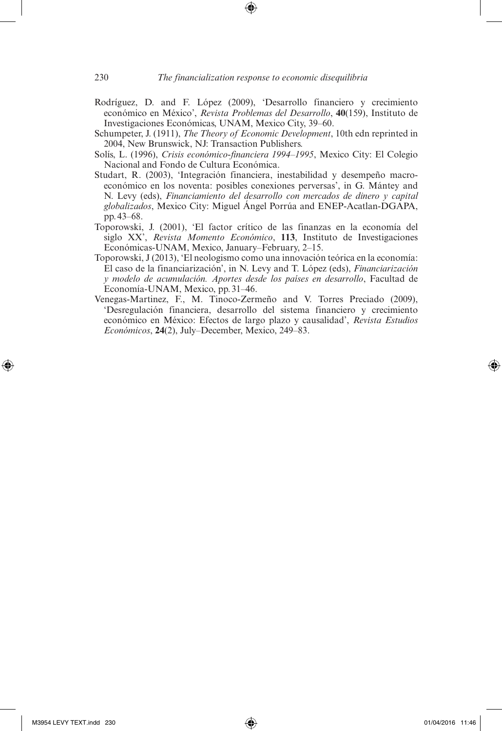Rodríguez, D. and F. López (2009), 'Desarrollo financiero y crecimiento económico en México', *Revista Problemas del Desarrollo*, **40**(159), Instituto de Investigaciones Económicas, UNAM, Mexico City, 39–60.

Schumpeter, J. (1911), *The Theory of Economic Development*, 10th edn reprinted in 2004, New Brunswick, NJ: Transaction Publishers.

Solís, L. (1996), *Crisis económico-financiera 1994–1995*, Mexico City: El Colegio Nacional and Fondo de Cultura Económica.

Studart, R. (2003), 'Integración financiera, inestabilidad y desempeño macroeconómico en los noventa: posibles conexiones perversas', in G. Mántey and N. Levy (eds), *Financiamiento del desarrollo con mercados de dinero y capital globalizados*, Mexico City: Miguel Ángel Porrúa and ENEP-Acatlan-DGAPA, pp. 43–68.

Toporowski, J. (2001), 'El factor crítico de las finanzas en la economía del siglo XX', *Revista Momento Económico*, **113**, Instituto de Investigaciones Económicas-UNAM, Mexico, January–February, 2–15.

Toporowski, J (2013), 'El neologismo como una innovación teórica en la economía: El caso de la financiarización', in N. Levy and T. López (eds), *Financiarización y modelo de acumulación. Aportes desde los países en desarrollo*, Facultad de Economía-UNAM, Mexico, pp. 31–46.

Venegas-Martinez, F., M. Tinoco-Zermeño and V. Torres Preciado (2009), 'Desregulación financiera, desarrollo del sistema financiero y crecimiento económico en México: Efectos de largo plazo y causalidad', *Revista Estudios Económicos*, **24**(2), July–December, Mexico, 249–83.